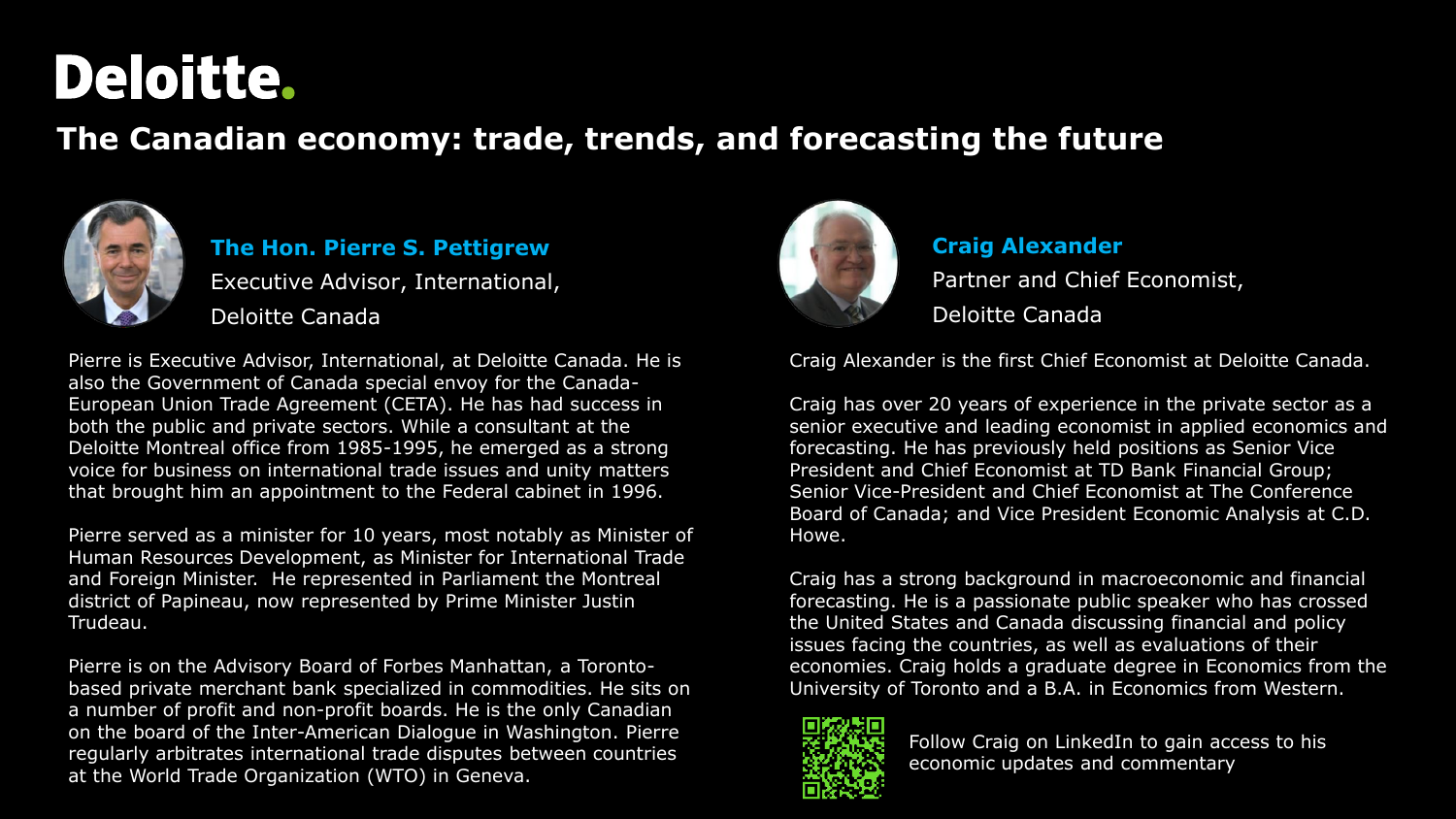# Deloitte.

## The Canadian economy: trade, trends, and forecasting the future

### The Hon. Pierre S. Pettigrew

Executive Advisor, International,
Deloitte Canada

Pierre is Executive Advisor, International, at Deloitte Canada. He is also the Government of Canada special envoy for the Canada-European Union Trade Agreement (CETA). He has had success in both the public and private sectors. While a consultant at the Deloitte Montreal office from 1985-1995, he emerged as a strong voice for business on international trade issues and unity matters that brought him an appointment to the Federal cabinet in 1996.

Pierre served as a minister for 10 years, most notably as Minister of Human Resources Development, as Minister for International Trade and Foreign Minister. He represented in Parliament the Montreal district of Papineau, now represented by Prime Minister Justin Trudeau.

Pierre is on the Advisory Board of Forbes Manhattan, a Toronto-based private merchant bank specialized in commodities. He sits on a number of profit and non-profit boards. He is the only Canadian on the board of the Inter-American Dialogue in Washington. Pierre regularly arbitrates international trade disputes between countries at the World Trade Organization (WTO) in Geneva.

### Craig Alexander

Partner and Chief Economist,
Deloitte Canada

Craig Alexander is the first Chief Economist at Deloitte Canada.

Craig has over 20 years of experience in the private sector as a senior executive and leading economist in applied economics and forecasting. He has previously held positions as Senior Vice President and Chief Economist at TD Bank Financial Group; Senior Vice-President and Chief Economist at The Conference Board of Canada; and Vice President Economic Analysis at C.D. Howe.

Craig has a strong background in macroeconomic and financial forecasting. He is a passionate public speaker who has crossed the United States and Canada discussing financial and policy issues facing the countries, as well as evaluations of their economies. Craig holds a graduate degree in Economics from the University of Toronto and a B.A. in Economics from Western.

Follow Craig on LinkedIn to gain access to his economic updates and commentary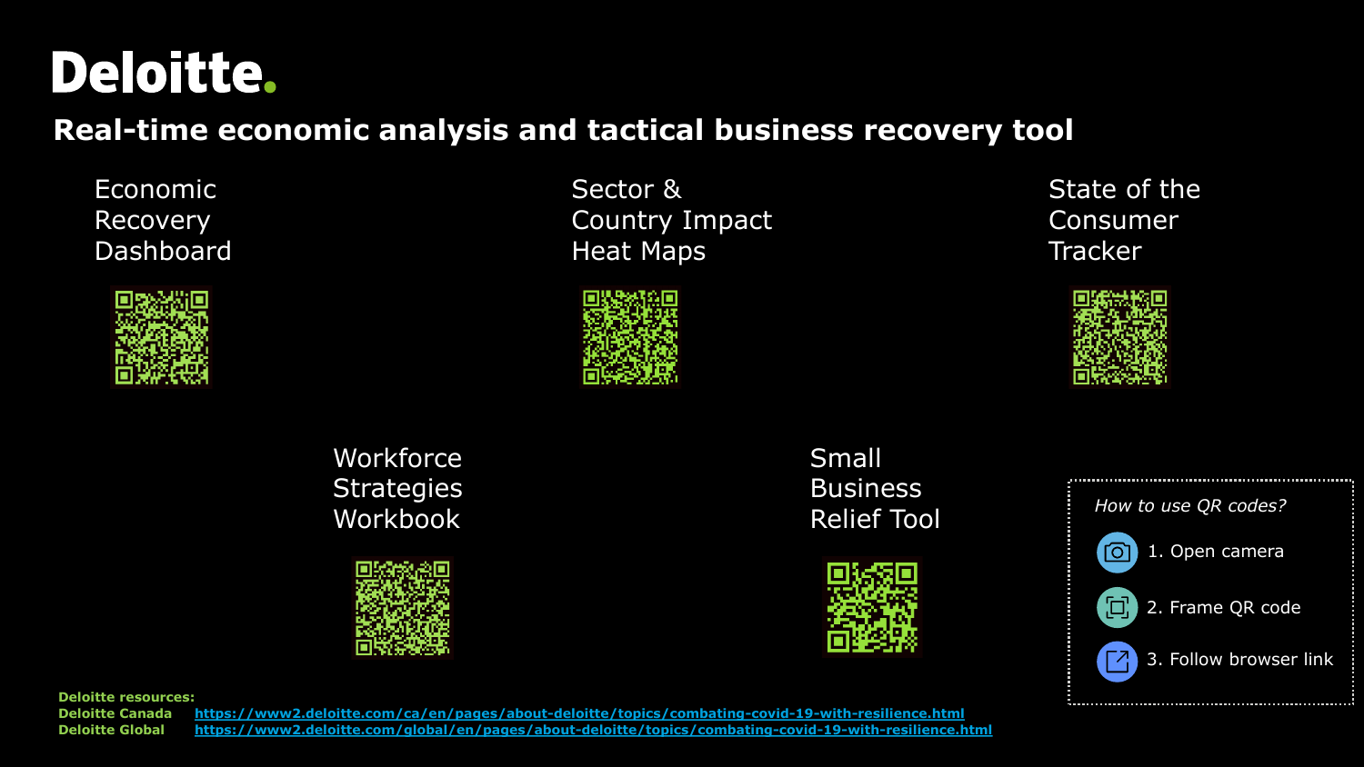# Deloitte.

## Real-time economic analysis and tactical business recovery tool

Economic Recovery Dashboard

Sector & Country Impact Heat Maps

State of the Consumer Tracker

Workforce Strategies Workbook

Small Business Relief Tool

*How to use QR codes?*

1. Open camera
2. Frame QR code
3. Follow browser link

**Deloitte resources:**
**Deloitte Canada** https://www2.deloitte.com/ca/en/pages/about-deloitte/topics/combating-covid-19-with-resilience.html
**Deloitte Global** https://www2.deloitte.com/global/en/pages/about-deloitte/topics/combating-covid-19-with-resilience.html